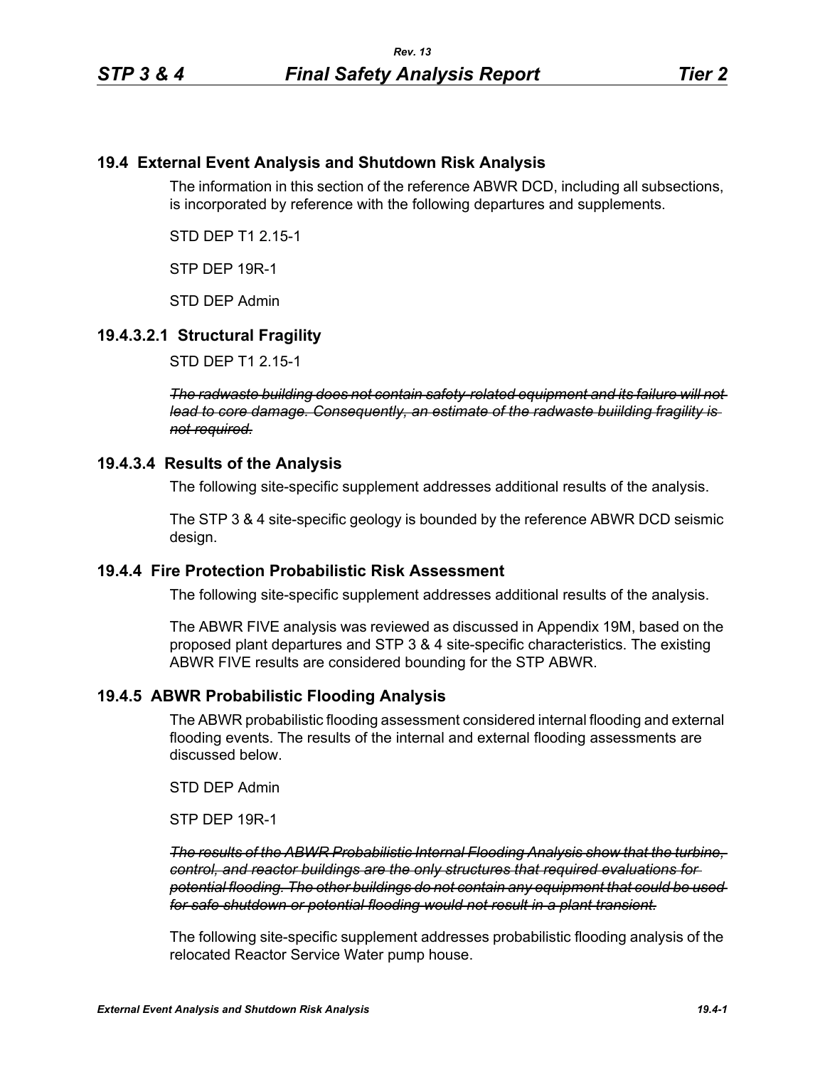## 19.4 External Event Analysis and Shutdown Risk Analysis

The information in this section of the reference ABWR DCD, including all subsections, is incorporated by reference with the following departures and supplements.

STD DEP T1 2.15-1

STP DEP 19R-1

STD DEP Admin

### 19.4.3.2.1 Structural Fragility

STD DEP T1 2.15-1

~~*The radwaste building does not contain safety-related equipment and its failure will not lead to core damage. Consequently, an estimate of the radwaste buiilding fragility is not required.*~~

### 19.4.3.4 Results of the Analysis

The following site-specific supplement addresses additional results of the analysis.

The STP 3 & 4 site-specific geology is bounded by the reference ABWR DCD seismic design.

### 19.4.4 Fire Protection Probabilistic Risk Assessment

The following site-specific supplement addresses additional results of the analysis.

The ABWR FIVE analysis was reviewed as discussed in Appendix 19M, based on the proposed plant departures and STP 3 & 4 site-specific characteristics. The existing ABWR FIVE results are considered bounding for the STP ABWR.

### 19.4.5 ABWR Probabilistic Flooding Analysis

The ABWR probabilistic flooding assessment considered internal flooding and external flooding events. The results of the internal and external flooding assessments are discussed below.

STD DEP Admin

STP DEP 19R-1

~~*The results of the ABWR Probabilistic Internal Flooding Analysis show that the turbine, control, and reactor buildings are the only structures that required evaluations for potential flooding. The other buildings do not contain any equipment that could be used for safe shutdown or potential flooding would not result in a plant transient.*~~

The following site-specific supplement addresses probabilistic flooding analysis of the relocated Reactor Service Water pump house.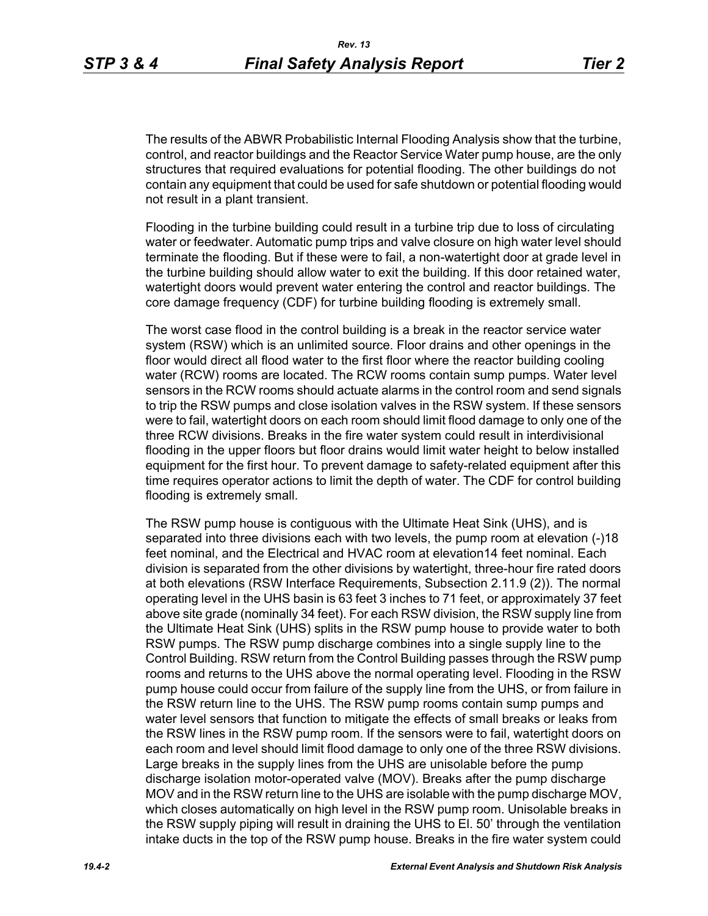The results of the ABWR Probabilistic Internal Flooding Analysis show that the turbine, control, and reactor buildings and the Reactor Service Water pump house, are the only structures that required evaluations for potential flooding. The other buildings do not contain any equipment that could be used for safe shutdown or potential flooding would not result in a plant transient.

Flooding in the turbine building could result in a turbine trip due to loss of circulating water or feedwater. Automatic pump trips and valve closure on high water level should terminate the flooding. But if these were to fail, a non-watertight door at grade level in the turbine building should allow water to exit the building. If this door retained water, watertight doors would prevent water entering the control and reactor buildings. The core damage frequency (CDF) for turbine building flooding is extremely small.

The worst case flood in the control building is a break in the reactor service water system (RSW) which is an unlimited source. Floor drains and other openings in the floor would direct all flood water to the first floor where the reactor building cooling water (RCW) rooms are located. The RCW rooms contain sump pumps. Water level sensors in the RCW rooms should actuate alarms in the control room and send signals to trip the RSW pumps and close isolation valves in the RSW system. If these sensors were to fail, watertight doors on each room should limit flood damage to only one of the three RCW divisions. Breaks in the fire water system could result in interdivisional flooding in the upper floors but floor drains would limit water height to below installed equipment for the first hour. To prevent damage to safety-related equipment after this time requires operator actions to limit the depth of water. The CDF for control building flooding is extremely small.

The RSW pump house is contiguous with the Ultimate Heat Sink (UHS), and is separated into three divisions each with two levels, the pump room at elevation (-)18 feet nominal, and the Electrical and HVAC room at elevation14 feet nominal. Each division is separated from the other divisions by watertight, three-hour fire rated doors at both elevations (RSW Interface Requirements, Subsection 2.11.9 (2)). The normal operating level in the UHS basin is 63 feet 3 inches to 71 feet, or approximately 37 feet above site grade (nominally 34 feet). For each RSW division, the RSW supply line from the Ultimate Heat Sink (UHS) splits in the RSW pump house to provide water to both RSW pumps. The RSW pump discharge combines into a single supply line to the Control Building. RSW return from the Control Building passes through the RSW pump rooms and returns to the UHS above the normal operating level. Flooding in the RSW pump house could occur from failure of the supply line from the UHS, or from failure in the RSW return line to the UHS. The RSW pump rooms contain sump pumps and water level sensors that function to mitigate the effects of small breaks or leaks from the RSW lines in the RSW pump room. If the sensors were to fail, watertight doors on each room and level should limit flood damage to only one of the three RSW divisions. Large breaks in the supply lines from the UHS are unisolable before the pump discharge isolation motor-operated valve (MOV). Breaks after the pump discharge MOV and in the RSW return line to the UHS are isolable with the pump discharge MOV, which closes automatically on high level in the RSW pump room. Unisolable breaks in the RSW supply piping will result in draining the UHS to El. 50' through the ventilation intake ducts in the top of the RSW pump house. Breaks in the fire water system could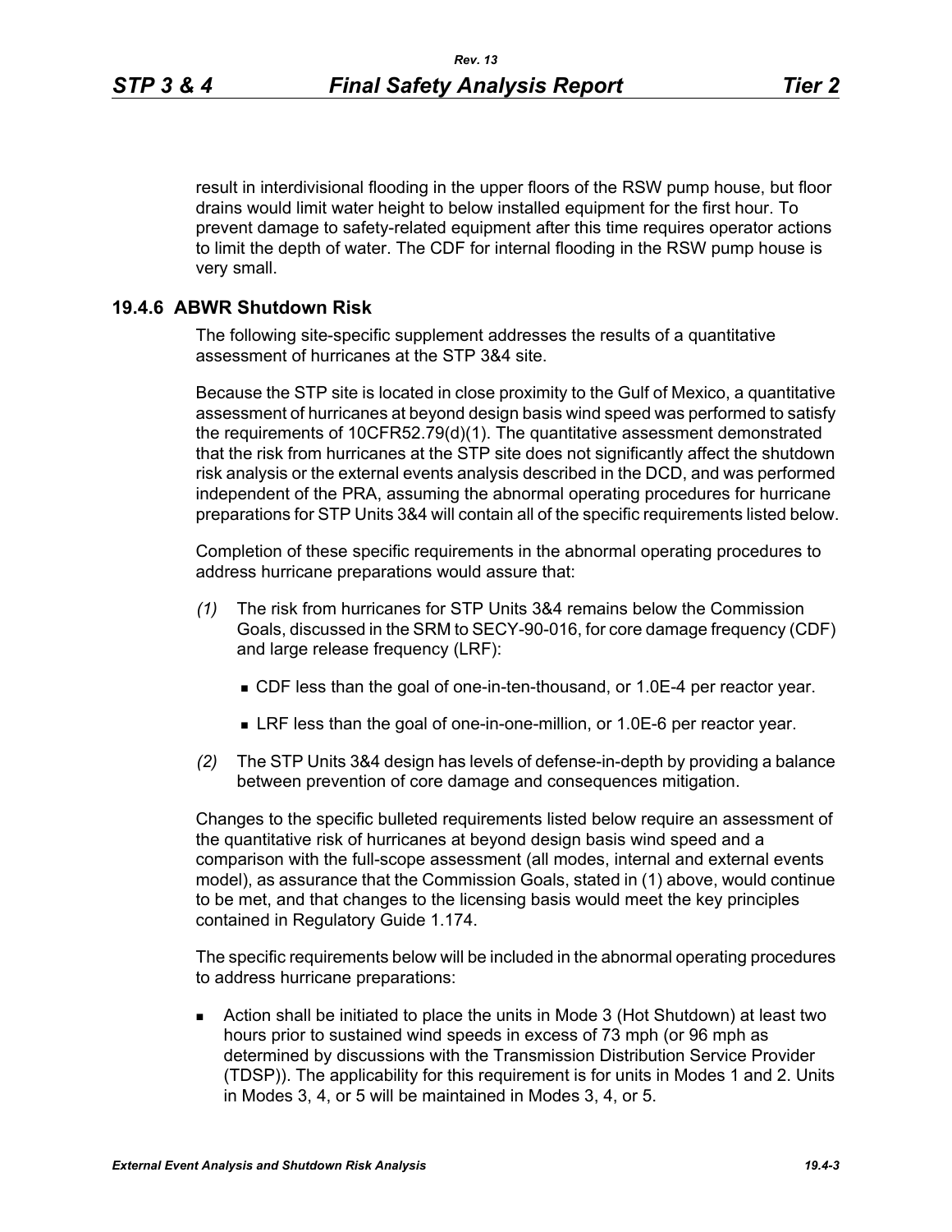result in interdivisional flooding in the upper floors of the RSW pump house, but floor drains would limit water height to below installed equipment for the first hour. To prevent damage to safety-related equipment after this time requires operator actions to limit the depth of water. The CDF for internal flooding in the RSW pump house is very small.

## 19.4.6 ABWR Shutdown Risk

The following site-specific supplement addresses the results of a quantitative assessment of hurricanes at the STP 3&4 site.

Because the STP site is located in close proximity to the Gulf of Mexico, a quantitative assessment of hurricanes at beyond design basis wind speed was performed to satisfy the requirements of 10CFR52.79(d)(1). The quantitative assessment demonstrated that the risk from hurricanes at the STP site does not significantly affect the shutdown risk analysis or the external events analysis described in the DCD, and was performed independent of the PRA, assuming the abnormal operating procedures for hurricane preparations for STP Units 3&4 will contain all of the specific requirements listed below.

Completion of these specific requirements in the abnormal operating procedures to address hurricane preparations would assure that:

*(1)* The risk from hurricanes for STP Units 3&4 remains below the Commission Goals, discussed in the SRM to SECY-90-016, for core damage frequency (CDF) and large release frequency (LRF):

- CDF less than the goal of one-in-ten-thousand, or 1.0E-4 per reactor year.
- LRF less than the goal of one-in-one-million, or 1.0E-6 per reactor year.

*(2)* The STP Units 3&4 design has levels of defense-in-depth by providing a balance between prevention of core damage and consequences mitigation.

Changes to the specific bulleted requirements listed below require an assessment of the quantitative risk of hurricanes at beyond design basis wind speed and a comparison with the full-scope assessment (all modes, internal and external events model), as assurance that the Commission Goals, stated in (1) above, would continue to be met, and that changes to the licensing basis would meet the key principles contained in Regulatory Guide 1.174.

The specific requirements below will be included in the abnormal operating procedures to address hurricane preparations:

- Action shall be initiated to place the units in Mode 3 (Hot Shutdown) at least two hours prior to sustained wind speeds in excess of 73 mph (or 96 mph as determined by discussions with the Transmission Distribution Service Provider (TDSP)). The applicability for this requirement is for units in Modes 1 and 2. Units in Modes 3, 4, or 5 will be maintained in Modes 3, 4, or 5.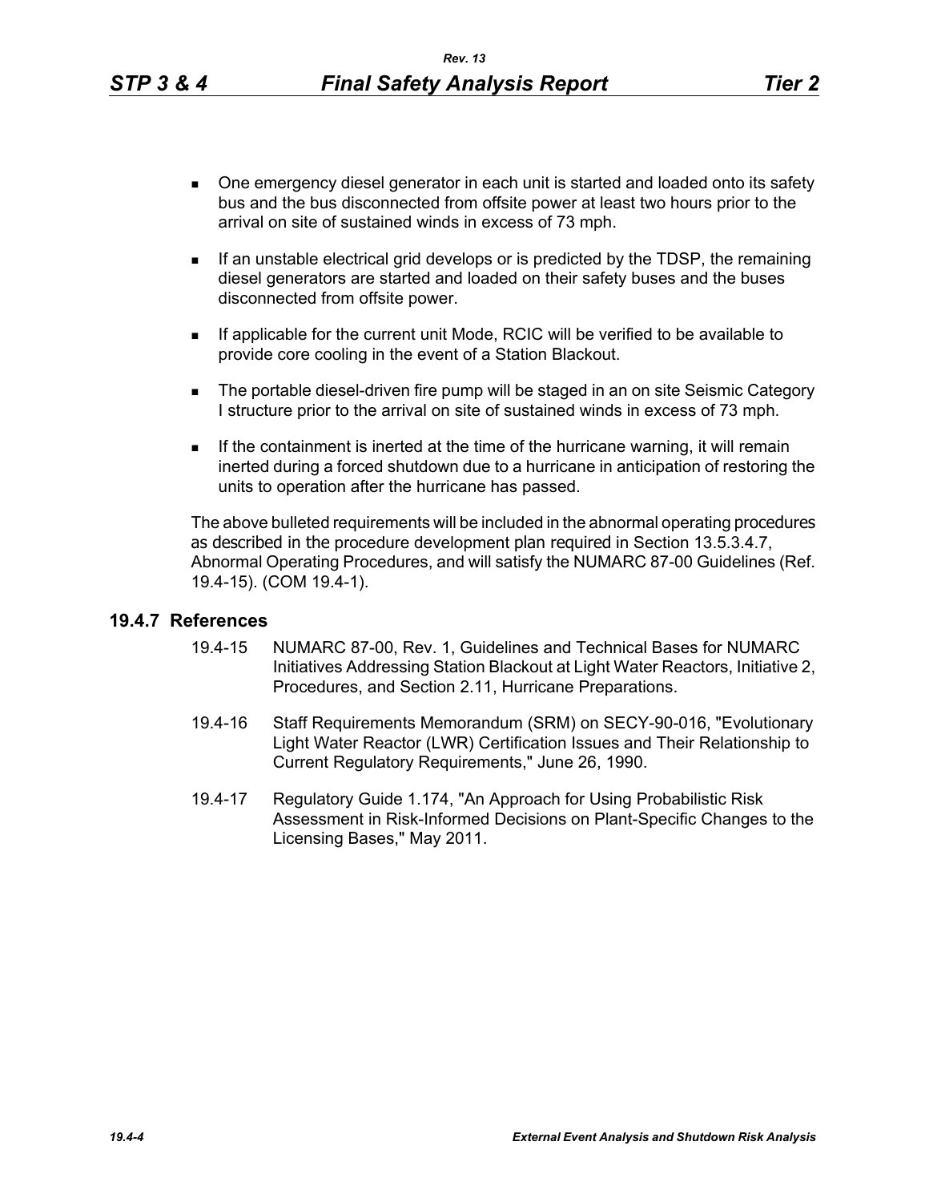- One emergency diesel generator in each unit is started and loaded onto its safety bus and the bus disconnected from offsite power at least two hours prior to the arrival on site of sustained winds in excess of 73 mph.
- If an unstable electrical grid develops or is predicted by the TDSP, the remaining diesel generators are started and loaded on their safety buses and the buses disconnected from offsite power.
- If applicable for the current unit Mode, RCIC will be verified to be available to provide core cooling in the event of a Station Blackout.
- The portable diesel-driven fire pump will be staged in an on site Seismic Category I structure prior to the arrival on site of sustained winds in excess of 73 mph.
- If the containment is inerted at the time of the hurricane warning, it will remain inerted during a forced shutdown due to a hurricane in anticipation of restoring the units to operation after the hurricane has passed.

The above bulleted requirements will be included in the abnormal operating procedures as described in the procedure development plan required in Section 13.5.3.4.7, Abnormal Operating Procedures, and will satisfy the NUMARC 87-00 Guidelines (Ref. 19.4-15). (COM 19.4-1).

## 19.4.7 References

19.4-15 NUMARC 87-00, Rev. 1, Guidelines and Technical Bases for NUMARC Initiatives Addressing Station Blackout at Light Water Reactors, Initiative 2, Procedures, and Section 2.11, Hurricane Preparations.

19.4-16 Staff Requirements Memorandum (SRM) on SECY-90-016, "Evolutionary Light Water Reactor (LWR) Certification Issues and Their Relationship to Current Regulatory Requirements," June 26, 1990.

19.4-17 Regulatory Guide 1.174, "An Approach for Using Probabilistic Risk Assessment in Risk-Informed Decisions on Plant-Specific Changes to the Licensing Bases," May 2011.